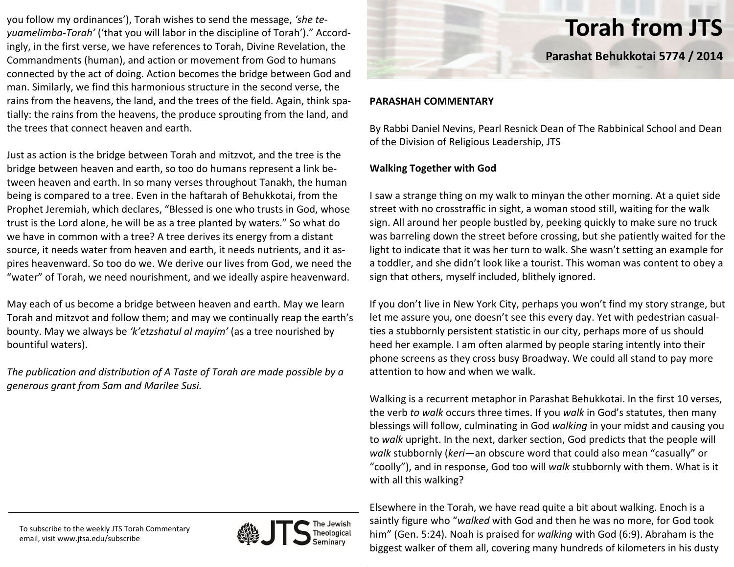you follow my ordinances'), Torah wishes to send the message, *'she te-yuamelimba-Torah'* ('that you will labor in the discipline of Torah')." Accordingly, in the first verse, we have references to Torah, Divine Revelation, the Commandments (human), and action or movement from God to humans connected by the act of doing. Action becomes the bridge between God and man. Similarly, we find this harmonious structure in the second verse, the rains from the heavens, the land, and the trees of the field. Again, think spatially: the rains from the heavens, the produce sprouting from the land, and the trees that connect heaven and earth.

Just as action is the bridge between Torah and mitzvot, and the tree is the bridge between heaven and earth, so too do humans represent a link between heaven and earth. In so many verses throughout Tanakh, the human being is compared to a tree. Even in the haftarah of Behukkotai, from the Prophet Jeremiah, which declares, "Blessed is one who trusts in God, whose trust is the Lord alone, he will be as a tree planted by waters." So what do we have in common with a tree? A tree derives its energy from a distant source, it needs water from heaven and earth, it needs nutrients, and it aspires heavenward. So too do we. We derive our lives from God, we need the "water" of Torah, we need nourishment, and we ideally aspire heavenward.

May each of us become a bridge between heaven and earth. May we learn Torah and mitzvot and follow them; and may we continually reap the earth's bounty. May we always be *'k'etzshatul al mayim'* (as a tree nourished by bountiful waters).

*The publication and distribution of A Taste of Torah are made possible by a generous grant from Sam and Marilee Susi.*

To subscribe to the weekly JTS Torah Commentary email, visit www.jtsa.edu/subscribe

# Torah from JTS

## Parashat Behukkotai 5774 / 2014

**PARASHAH COMMENTARY**

By Rabbi Daniel Nevins, Pearl Resnick Dean of The Rabbinical School and Dean of the Division of Religious Leadership, JTS

### Walking Together with God

I saw a strange thing on my walk to minyan the other morning. At a quiet side street with no crosstraffic in sight, a woman stood still, waiting for the walk sign. All around her people bustled by, peeking quickly to make sure no truck was barreling down the street before crossing, but she patiently waited for the light to indicate that it was her turn to walk. She wasn't setting an example for a toddler, and she didn't look like a tourist. This woman was content to obey a sign that others, myself included, blithely ignored.

If you don't live in New York City, perhaps you won't find my story strange, but let me assure you, one doesn't see this every day. Yet with pedestrian casualties a stubbornly persistent statistic in our city, perhaps more of us should heed her example. I am often alarmed by people staring intently into their phone screens as they cross busy Broadway. We could all stand to pay more attention to how and when we walk.

Walking is a recurrent metaphor in Parashat Behukkotai. In the first 10 verses, the verb *to walk* occurs three times. If you *walk* in God's statutes, then many blessings will follow, culminating in God *walking* in your midst and causing you to *walk* upright. In the next, darker section, God predicts that the people will *walk* stubbornly (*keri*—an obscure word that could also mean "casually" or "coolly"), and in response, God too will *walk* stubbornly with them. What is it with all this walking?

Elsewhere in the Torah, we have read quite a bit about walking. Enoch is a saintly figure who "*walked* with God and then he was no more, for God took him" (Gen. 5:24). Noah is praised for *walking* with God (6:9). Abraham is the biggest walker of them all, covering many hundreds of kilometers in his dusty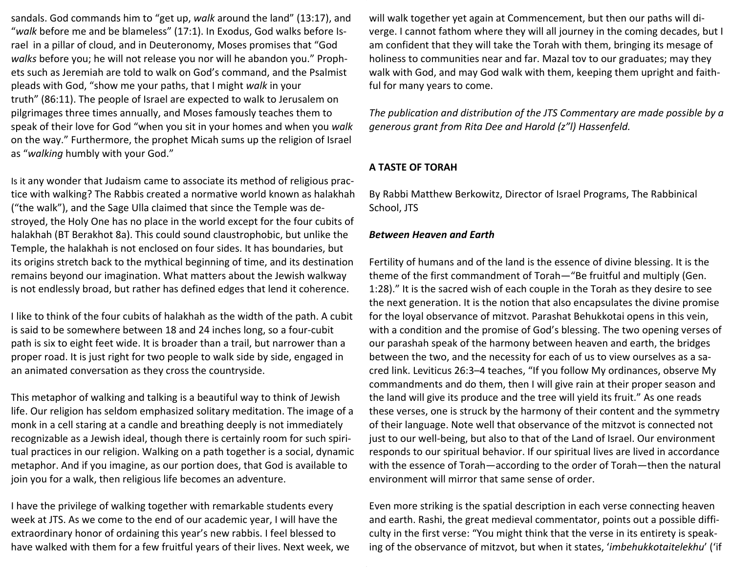sandals. God commands him to "get up, *walk* around the land" (13:17), and "*walk* before me and be blameless" (17:1). In Exodus, God walks before Israel in a pillar of cloud, and in Deuteronomy, Moses promises that "God *walks* before you; he will not release you nor will he abandon you." Prophets such as Jeremiah are told to walk on God's command, and the Psalmist pleads with God, "show me your paths, that I might *walk* in your truth" (86:11). The people of Israel are expected to walk to Jerusalem on pilgrimages three times annually, and Moses famously teaches them to speak of their love for God "when you sit in your homes and when you *walk* on the way." Furthermore, the prophet Micah sums up the religion of Israel as "*walking* humbly with your God."

Is it any wonder that Judaism came to associate its method of religious practice with walking? The Rabbis created a normative world known as halakhah ("the walk"), and the Sage Ulla claimed that since the Temple was destroyed, the Holy One has no place in the world except for the four cubits of halakhah (BT Berakhot 8a). This could sound claustrophobic, but unlike the Temple, the halakhah is not enclosed on four sides. It has boundaries, but its origins stretch back to the mythical beginning of time, and its destination remains beyond our imagination. What matters about the Jewish walkway is not endlessly broad, but rather has defined edges that lend it coherence.

I like to think of the four cubits of halakhah as the width of the path. A cubit is said to be somewhere between 18 and 24 inches long, so a four-cubit path is six to eight feet wide. It is broader than a trail, but narrower than a proper road. It is just right for two people to walk side by side, engaged in an animated conversation as they cross the countryside.

This metaphor of walking and talking is a beautiful way to think of Jewish life. Our religion has seldom emphasized solitary meditation. The image of a monk in a cell staring at a candle and breathing deeply is not immediately recognizable as a Jewish ideal, though there is certainly room for such spiritual practices in our religion. Walking on a path together is a social, dynamic metaphor. And if you imagine, as our portion does, that God is available to join you for a walk, then religious life becomes an adventure.

I have the privilege of walking together with remarkable students every week at JTS. As we come to the end of our academic year, I will have the extraordinary honor of ordaining this year's new rabbis. I feel blessed to have walked with them for a few fruitful years of their lives. Next week, we will walk together yet again at Commencement, but then our paths will diverge. I cannot fathom where they will all journey in the coming decades, but I am confident that they will take the Torah with them, bringing its mesage of holiness to communities near and far. Mazal tov to our graduates; may they walk with God, and may God walk with them, keeping them upright and faithful for many years to come.

*The publication and distribution of the JTS Commentary are made possible by a generous grant from Rita Dee and Harold (z"l) Hassenfeld.*

## A TASTE OF TORAH

By Rabbi Matthew Berkowitz, Director of Israel Programs, The Rabbinical School, JTS

### *Between Heaven and Earth*

Fertility of humans and of the land is the essence of divine blessing. It is the theme of the first commandment of Torah—"Be fruitful and multiply (Gen. 1:28)." It is the sacred wish of each couple in the Torah as they desire to see the next generation. It is the notion that also encapsulates the divine promise for the loyal observance of mitzvot. Parashat Behukkotai opens in this vein, with a condition and the promise of God's blessing. The two opening verses of our parashah speak of the harmony between heaven and earth, the bridges between the two, and the necessity for each of us to view ourselves as a sacred link. Leviticus 26:3–4 teaches, "If you follow My ordinances, observe My commandments and do them, then I will give rain at their proper season and the land will give its produce and the tree will yield its fruit." As one reads these verses, one is struck by the harmony of their content and the symmetry of their language. Note well that observance of the mitzvot is connected not just to our well-being, but also to that of the Land of Israel. Our environment responds to our spiritual behavior. If our spiritual lives are lived in accordance with the essence of Torah—according to the order of Torah—then the natural environment will mirror that same sense of order.

Even more striking is the spatial description in each verse connecting heaven and earth. Rashi, the great medieval commentator, points out a possible difficulty in the first verse: "You might think that the verse in its entirety is speaking of the observance of mitzvot, but when it states, '*imbehukkotaitelekhu*' ('if